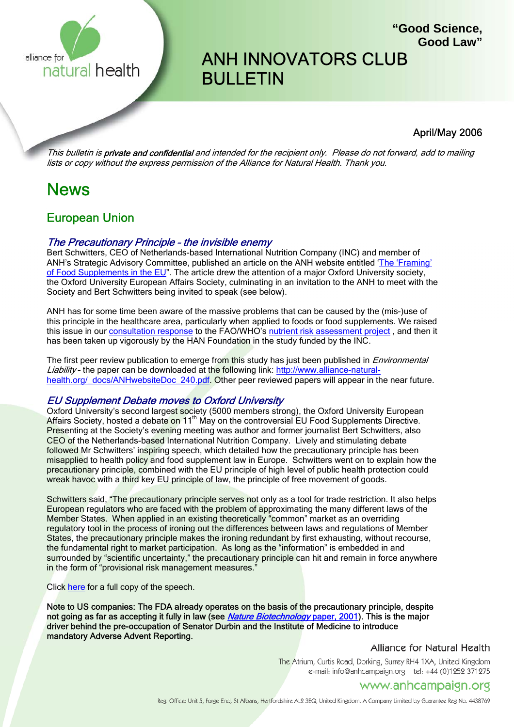alliance for natural health

**"Good Science, Good Law"**

# ANH INNOVATORS CLUB BULLETIN

April/May 2006

*This bulletin is **private and confidential** and intended for the recipient only. Please do not forward, add to mailing lists or copy without the express permission of the Alliance for Natural Health. Thank you.*

# News

## European Union

### *The Precautionary Principle – the invisible enemy*

Bert Schwitters, CEO of Netherlands-based International Nutrition Company (INC) and member of ANH's Strategic Advisory Committee, published an article on the ANH website entitled 'The 'Framing' of Food Supplements in the EU". The article drew the attention of a major Oxford University society, the Oxford University European Affairs Society, culminating in an invitation to the ANH to meet with the Society and Bert Schwitters being invited to speak (see below).

ANH has for some time been aware of the massive problems that can be caused by the (mis-)use of this principle in the healthcare area, particularly when applied to foods or food supplements. We raised this issue in our consultation response to the FAO/WHO's nutrient risk assessment project , and then it has been taken up vigorously by the HAN Foundation in the study funded by the INC.

The first peer review publication to emerge from this study has just been published in *Environmental Liability* – the paper can be downloaded at the following link: http://www.alliance-natural-health.org/_docs/ANHwebsiteDoc_240.pdf. Other peer reviewed papers will appear in the near future.

### *EU Supplement Debate moves to Oxford University*

Oxford University's second largest society (5000 members strong), the Oxford University European Affairs Society, hosted a debate on 11th May on the controversial EU Food Supplements Directive. Presenting at the Society's evening meeting was author and former journalist Bert Schwitters, also CEO of the Netherlands-based International Nutrition Company. Lively and stimulating debate followed Mr Schwitters' inspiring speech, which detailed how the precautionary principle has been misapplied to health policy and food supplement law in Europe. Schwitters went on to explain how the precautionary principle, combined with the EU principle of high level of public health protection could wreak havoc with a third key EU principle of law, the principle of free movement of goods.

Schwitters said, "The precautionary principle serves not only as a tool for trade restriction. It also helps European regulators who are faced with the problem of approximating the many different laws of the Member States. When applied in an existing theoretically "common" market as an overriding regulatory tool in the process of ironing out the differences between laws and regulations of Member States, the precautionary principle makes the ironing redundant by first exhausting, without recourse, the fundamental right to market participation. As long as the "information" is embedded in and surrounded by "scientific uncertainty," the precautionary principle can hit and remain in force anywhere in the form of "provisional risk management measures."

Click here for a full copy of the speech.

**Note to US companies: The FDA already operates on the basis of the precautionary principle, despite not going as far as accepting it fully in law (see *Nature Biotechnology* paper, 2001). This is the major driver behind the pre-occupation of Senator Durbin and the Institute of Medicine to introduce mandatory Adverse Advent Reporting.**

Alliance for Natural Health

The Atrium, Curtis Road, Dorking, Surrey RH4 1XA, United Kingdom
e-mail: info@anhcampaign.org tel: +44 (0)1252 371275

www.anhcampaign.org

Reg. Office: Unit 5, Forge End, St Albans, Hertfordshire AL2 3EQ, United Kingdom. A Company Limited by Guarantee Reg No. 4438769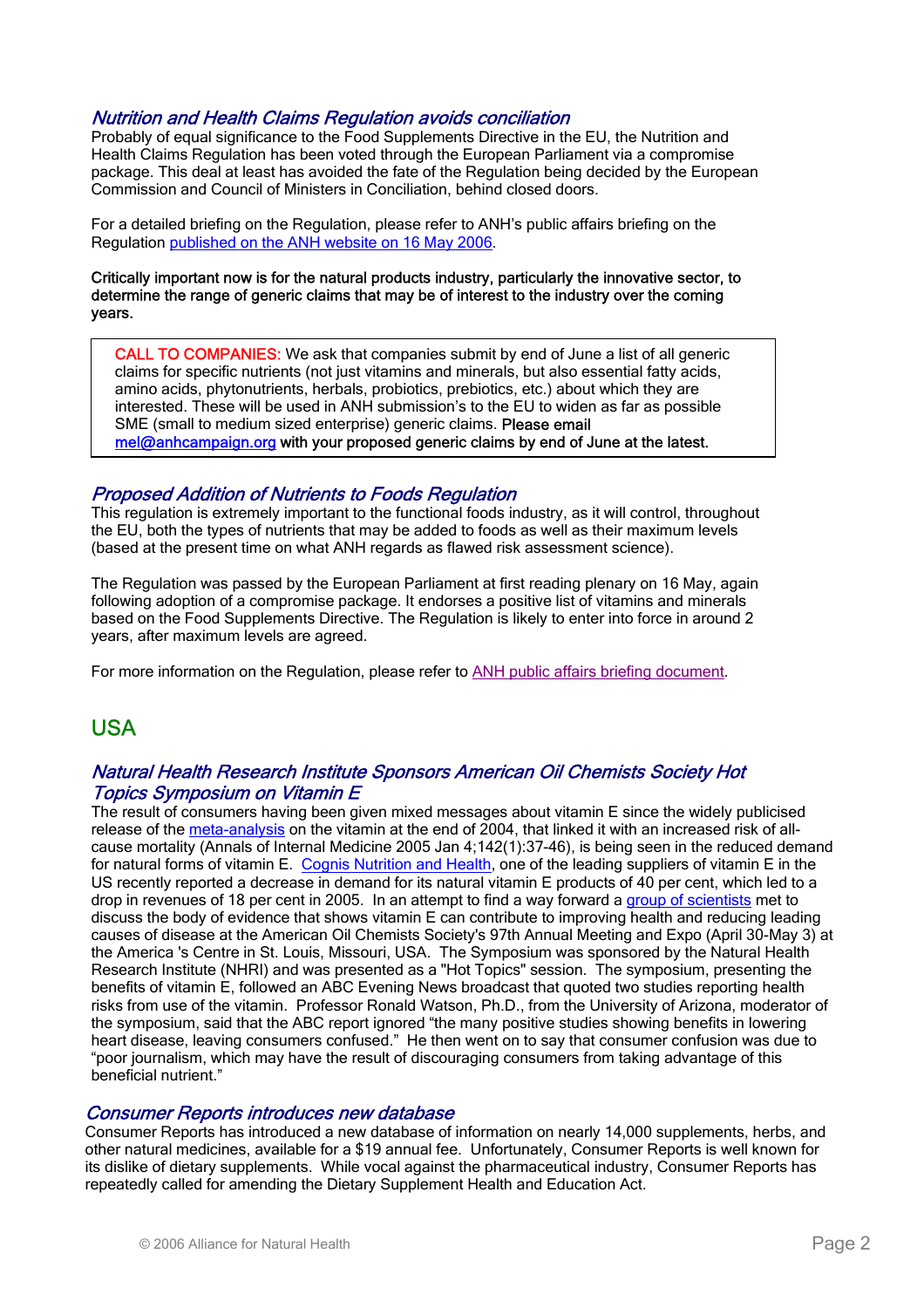### *Nutrition and Health Claims Regulation avoids conciliation*

Probably of equal significance to the Food Supplements Directive in the EU, the Nutrition and Health Claims Regulation has been voted through the European Parliament via a compromise package. This deal at least has avoided the fate of the Regulation being decided by the European Commission and Council of Ministers in Conciliation, behind closed doors.

For a detailed briefing on the Regulation, please refer to ANH's public affairs briefing on the Regulation published on the ANH website on 16 May 2006.

**Critically important now is for the natural products industry, particularly the innovative sector, to determine the range of generic claims that may be of interest to the industry over the coming years.**

> CALL TO COMPANIES: We ask that companies submit by end of June a list of all generic claims for specific nutrients (not just vitamins and minerals, but also essential fatty acids, amino acids, phytonutrients, herbals, probiotics, prebiotics, etc.) about which they are interested. These will be used in ANH submission's to the EU to widen as far as possible SME (small to medium sized enterprise) generic claims. **Please email mel@anhcampaign.org with your proposed generic claims by end of June at the latest.**

### *Proposed Addition of Nutrients to Foods Regulation*

This regulation is extremely important to the functional foods industry, as it will control, throughout the EU, both the types of nutrients that may be added to foods as well as their maximum levels (based at the present time on what ANH regards as flawed risk assessment science).

The Regulation was passed by the European Parliament at first reading plenary on 16 May, again following adoption of a compromise package. It endorses a positive list of vitamins and minerals based on the Food Supplements Directive. The Regulation is likely to enter into force in around 2 years, after maximum levels are agreed.

For more information on the Regulation, please refer to ANH public affairs briefing document.

## USA

### *Natural Health Research Institute Sponsors American Oil Chemists Society Hot Topics Symposium on Vitamin E*

The result of consumers having been given mixed messages about vitamin E since the widely publicised release of the meta-analysis on the vitamin at the end of 2004, that linked it with an increased risk of all-cause mortality (Annals of Internal Medicine 2005 Jan 4;142(1):37-46), is being seen in the reduced demand for natural forms of vitamin E. Cognis Nutrition and Health, one of the leading suppliers of vitamin E in the US recently reported a decrease in demand for its natural vitamin E products of 40 per cent, which led to a drop in revenues of 18 per cent in 2005. In an attempt to find a way forward a group of scientists met to discuss the body of evidence that shows vitamin E can contribute to improving health and reducing leading causes of disease at the American Oil Chemists Society's 97th Annual Meeting and Expo (April 30-May 3) at the America 's Centre in St. Louis, Missouri, USA. The Symposium was sponsored by the Natural Health Research Institute (NHRI) and was presented as a "Hot Topics" session. The symposium, presenting the benefits of vitamin E, followed an ABC Evening News broadcast that quoted two studies reporting health risks from use of the vitamin. Professor Ronald Watson, Ph.D., from the University of Arizona, moderator of the symposium, said that the ABC report ignored "the many positive studies showing benefits in lowering heart disease, leaving consumers confused." He then went on to say that consumer confusion was due to "poor journalism, which may have the result of discouraging consumers from taking advantage of this beneficial nutrient."

### *Consumer Reports introduces new database*

Consumer Reports has introduced a new database of information on nearly 14,000 supplements, herbs, and other natural medicines, available for a $19 annual fee. Unfortunately, Consumer Reports is well known for its dislike of dietary supplements. While vocal against the pharmaceutical industry, Consumer Reports has repeatedly called for amending the Dietary Supplement Health and Education Act.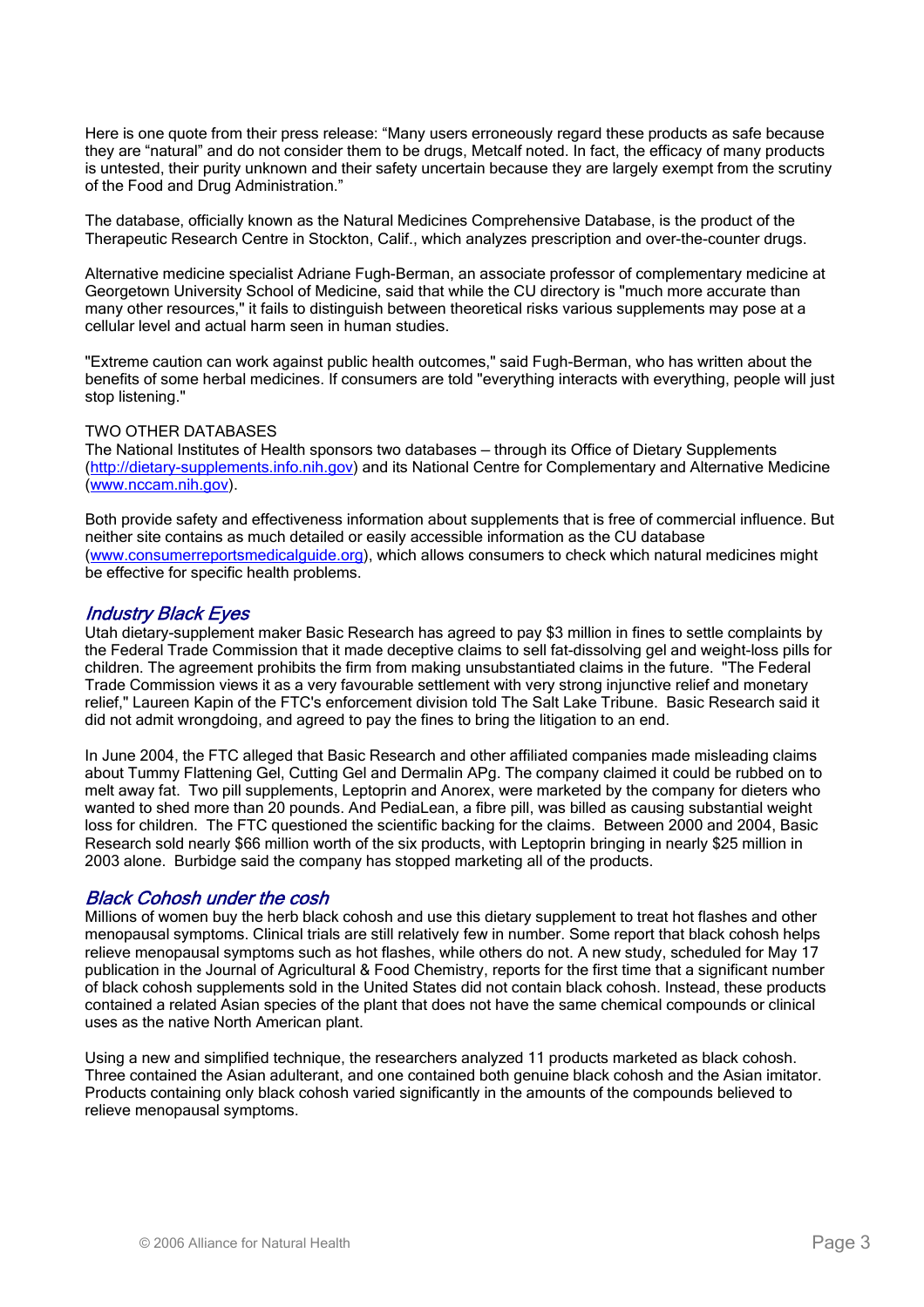Here is one quote from their press release: “Many users erroneously regard these products as safe because they are “natural” and do not consider them to be drugs, Metcalf noted. In fact, the efficacy of many products is untested, their purity unknown and their safety uncertain because they are largely exempt from the scrutiny of the Food and Drug Administration.”

The database, officially known as the Natural Medicines Comprehensive Database, is the product of the Therapeutic Research Centre in Stockton, Calif., which analyzes prescription and over-the-counter drugs.

Alternative medicine specialist Adriane Fugh-Berman, an associate professor of complementary medicine at Georgetown University School of Medicine, said that while the CU directory is "much more accurate than many other resources," it fails to distinguish between theoretical risks various supplements may pose at a cellular level and actual harm seen in human studies.

"Extreme caution can work against public health outcomes," said Fugh-Berman, who has written about the benefits of some herbal medicines. If consumers are told "everything interacts with everything, people will just stop listening."

TWO OTHER DATABASES
The National Institutes of Health sponsors two databases – through its Office of Dietary Supplements (http://dietary-supplements.info.nih.gov) and its National Centre for Complementary and Alternative Medicine (www.nccam.nih.gov).

Both provide safety and effectiveness information about supplements that is free of commercial influence. But neither site contains as much detailed or easily accessible information as the CU database (www.consumerreportsmedicalguide.org), which allows consumers to check which natural medicines might be effective for specific health problems.

## *Industry Black Eyes*

Utah dietary-supplement maker Basic Research has agreed to pay $3 million in fines to settle complaints by the Federal Trade Commission that it made deceptive claims to sell fat-dissolving gel and weight-loss pills for children. The agreement prohibits the firm from making unsubstantiated claims in the future. "The Federal Trade Commission views it as a very favourable settlement with very strong injunctive relief and monetary relief," Laureen Kapin of the FTC's enforcement division told The Salt Lake Tribune. Basic Research said it did not admit wrongdoing, and agreed to pay the fines to bring the litigation to an end.

In June 2004, the FTC alleged that Basic Research and other affiliated companies made misleading claims about Tummy Flattening Gel, Cutting Gel and Dermalin APg. The company claimed it could be rubbed on to melt away fat. Two pill supplements, Leptoprin and Anorex, were marketed by the company for dieters who wanted to shed more than 20 pounds. And PediaLean, a fibre pill, was billed as causing substantial weight loss for children. The FTC questioned the scientific backing for the claims. Between 2000 and 2004, Basic Research sold nearly $66 million worth of the six products, with Leptoprin bringing in nearly $25 million in 2003 alone. Burbidge said the company has stopped marketing all of the products.

## *Black Cohosh under the cosh*

Millions of women buy the herb black cohosh and use this dietary supplement to treat hot flashes and other menopausal symptoms. Clinical trials are still relatively few in number. Some report that black cohosh helps relieve menopausal symptoms such as hot flashes, while others do not. A new study, scheduled for May 17 publication in the Journal of Agricultural & Food Chemistry, reports for the first time that a significant number of black cohosh supplements sold in the United States did not contain black cohosh. Instead, these products contained a related Asian species of the plant that does not have the same chemical compounds or clinical uses as the native North American plant.

Using a new and simplified technique, the researchers analyzed 11 products marketed as black cohosh. Three contained the Asian adulterant, and one contained both genuine black cohosh and the Asian imitator. Products containing only black cohosh varied significantly in the amounts of the compounds believed to relieve menopausal symptoms.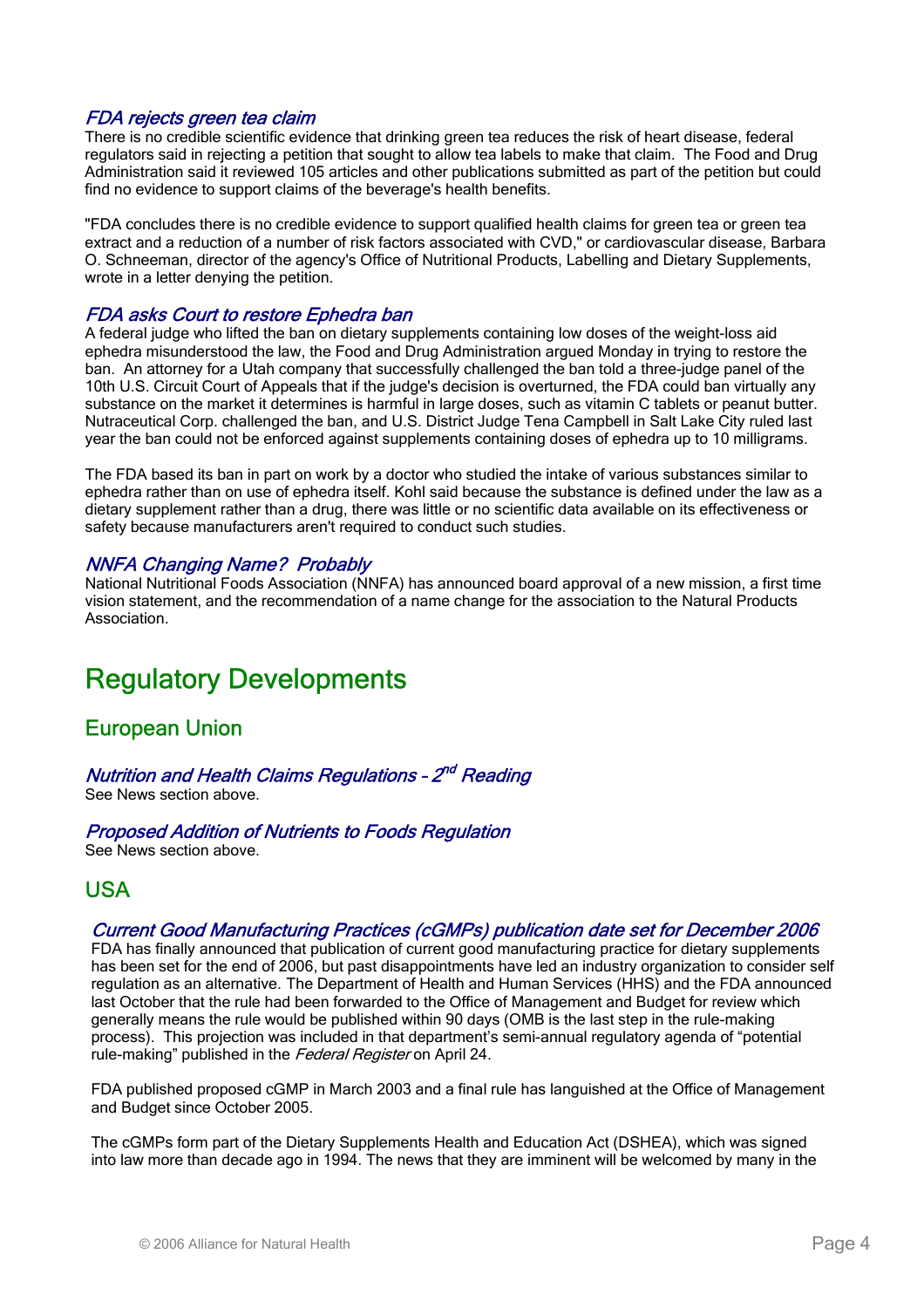### *FDA rejects green tea claim*

There is no credible scientific evidence that drinking green tea reduces the risk of heart disease, federal regulators said in rejecting a petition that sought to allow tea labels to make that claim. The Food and Drug Administration said it reviewed 105 articles and other publications submitted as part of the petition but could find no evidence to support claims of the beverage's health benefits.

"FDA concludes there is no credible evidence to support qualified health claims for green tea or green tea extract and a reduction of a number of risk factors associated with CVD," or cardiovascular disease, Barbara O. Schneeman, director of the agency's Office of Nutritional Products, Labelling and Dietary Supplements, wrote in a letter denying the petition.

### *FDA asks Court to restore Ephedra ban*

A federal judge who lifted the ban on dietary supplements containing low doses of the weight-loss aid ephedra misunderstood the law, the Food and Drug Administration argued Monday in trying to restore the ban. An attorney for a Utah company that successfully challenged the ban told a three-judge panel of the 10th U.S. Circuit Court of Appeals that if the judge's decision is overturned, the FDA could ban virtually any substance on the market it determines is harmful in large doses, such as vitamin C tablets or peanut butter. Nutraceutical Corp. challenged the ban, and U.S. District Judge Tena Campbell in Salt Lake City ruled last year the ban could not be enforced against supplements containing doses of ephedra up to 10 milligrams.

The FDA based its ban in part on work by a doctor who studied the intake of various substances similar to ephedra rather than on use of ephedra itself. Kohl said because the substance is defined under the law as a dietary supplement rather than a drug, there was little or no scientific data available on its effectiveness or safety because manufacturers aren't required to conduct such studies.

### *NNFA Changing Name? Probably*

National Nutritional Foods Association (NNFA) has announced board approval of a new mission, a first time vision statement, and the recommendation of a name change for the association to the Natural Products Association.

# Regulatory Developments

## European Union

### *Nutrition and Health Claims Regulations – 2nd Reading*

See News section above.

### *Proposed Addition of Nutrients to Foods Regulation*

See News section above.

## USA

### *Current Good Manufacturing Practices (cGMPs) publication date set for December 2006*

FDA has finally announced that publication of current good manufacturing practice for dietary supplements has been set for the end of 2006, but past disappointments have led an industry organization to consider self regulation as an alternative. The Department of Health and Human Services (HHS) and the FDA announced last October that the rule had been forwarded to the Office of Management and Budget for review which generally means the rule would be published within 90 days (OMB is the last step in the rule-making process). This projection was included in that department's semi-annual regulatory agenda of "potential rule-making" published in the *Federal Register* on April 24.

FDA published proposed cGMP in March 2003 and a final rule has languished at the Office of Management and Budget since October 2005.

The cGMPs form part of the Dietary Supplements Health and Education Act (DSHEA), which was signed into law more than decade ago in 1994. The news that they are imminent will be welcomed by many in the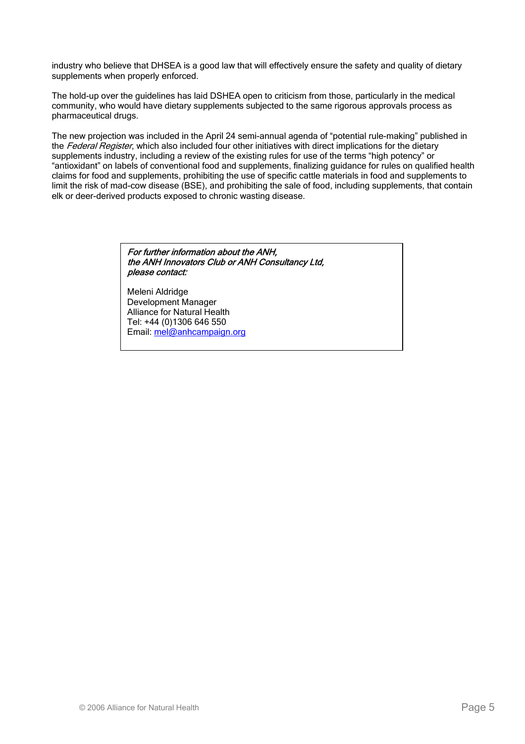industry who believe that DHSEA is a good law that will effectively ensure the safety and quality of dietary supplements when properly enforced.

The hold-up over the guidelines has laid DSHEA open to criticism from those, particularly in the medical community, who would have dietary supplements subjected to the same rigorous approvals process as pharmaceutical drugs.

The new projection was included in the April 24 semi-annual agenda of "potential rule-making" published in the *Federal Register*, which also included four other initiatives with direct implications for the dietary supplements industry, including a review of the existing rules for use of the terms "high potency" or "antioxidant" on labels of conventional food and supplements, finalizing guidance for rules on qualified health claims for food and supplements, prohibiting the use of specific cattle materials in food and supplements to limit the risk of mad-cow disease (BSE), and prohibiting the sale of food, including supplements, that contain elk or deer-derived products exposed to chronic wasting disease.

*For further information about the ANH,*
*the ANH Innovators Club or ANH Consultancy Ltd,*
*please contact:*

Meleni Aldridge
Development Manager
Alliance for Natural Health
Tel: +44 (0)1306 646 550
Email: mel@anhcampaign.org

© 2006 Alliance for Natural Health